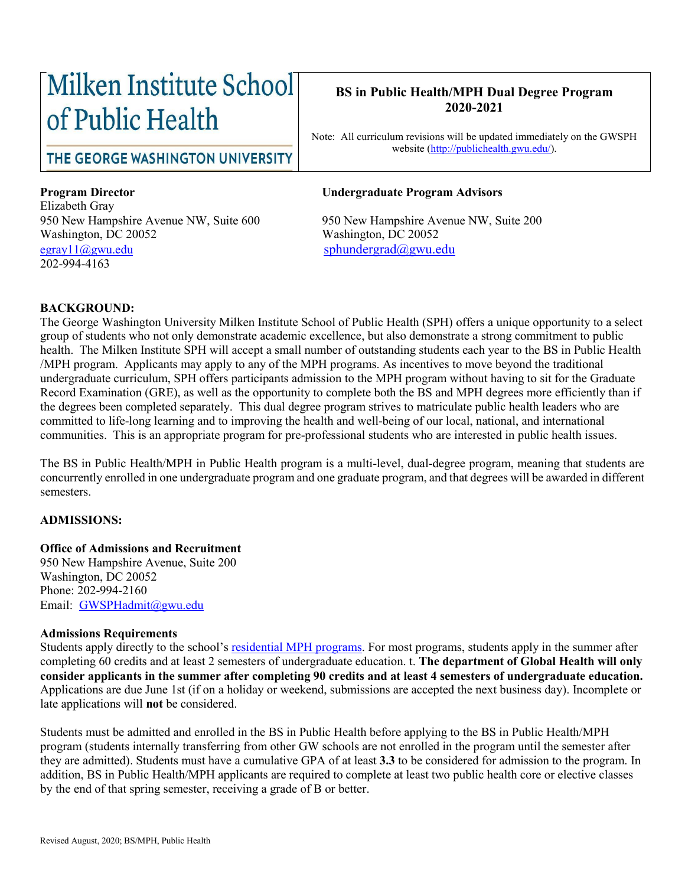Milken Institute School of Public Health

THE GEORGE WASHINGTON UNIVERSITY

# BS in Public Health/MPH Dual Degree Program 2020-2021

Note: All curriculum revisions will be updated immediately on the GWSPH website (http://publichealth.gwu.edu/).

**Program Director**
Elizabeth Gray
950 New Hampshire Avenue NW, Suite 600
Washington, DC 20052
egray11@gwu.edu
202-994-4163

**Undergraduate Program Advisors**

950 New Hampshire Avenue NW, Suite 200
Washington, DC 20052
sphundergrad@gwu.edu

## BACKGROUND:

The George Washington University Milken Institute School of Public Health (SPH) offers a unique opportunity to a select group of students who not only demonstrate academic excellence, but also demonstrate a strong commitment to public health. The Milken Institute SPH will accept a small number of outstanding students each year to the BS in Public Health /MPH program. Applicants may apply to any of the MPH programs. As incentives to move beyond the traditional undergraduate curriculum, SPH offers participants admission to the MPH program without having to sit for the Graduate Record Examination (GRE), as well as the opportunity to complete both the BS and MPH degrees more efficiently than if the degrees been completed separately. This dual degree program strives to matriculate public health leaders who are committed to life-long learning and to improving the health and well-being of our local, national, and international communities. This is an appropriate program for pre-professional students who are interested in public health issues.

The BS in Public Health/MPH in Public Health program is a multi-level, dual-degree program, meaning that students are concurrently enrolled in one undergraduate program and one graduate program, and that degrees will be awarded in different semesters.

## ADMISSIONS:

**Office of Admissions and Recruitment**
950 New Hampshire Avenue, Suite 200
Washington, DC 20052
Phone: 202-994-2160
Email: GWSPHadmit@gwu.edu

### Admissions Requirements

Students apply directly to the school's residential MPH programs. For most programs, students apply in the summer after completing 60 credits and at least 2 semesters of undergraduate education. t. **The department of Global Health will only consider applicants in the summer after completing 90 credits and at least 4 semesters of undergraduate education.** Applications are due June 1st (if on a holiday or weekend, submissions are accepted the next business day). Incomplete or late applications will **not** be considered.

Students must be admitted and enrolled in the BS in Public Health before applying to the BS in Public Health/MPH program (students internally transferring from other GW schools are not enrolled in the program until the semester after they are admitted). Students must have a cumulative GPA of at least **3.3** to be considered for admission to the program. In addition, BS in Public Health/MPH applicants are required to complete at least two public health core or elective classes by the end of that spring semester, receiving a grade of B or better.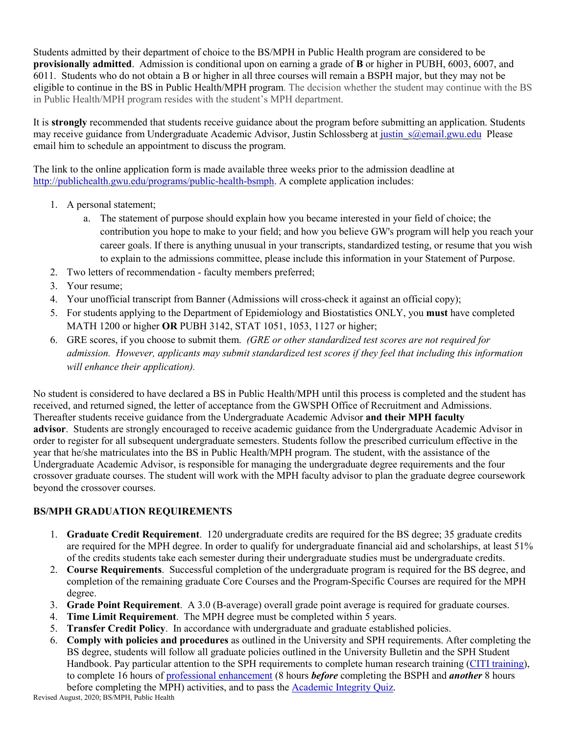Students admitted by their department of choice to the BS/MPH in Public Health program are considered to be **provisionally admitted**. Admission is conditional upon on earning a grade of **B** or higher in PUBH, 6003, 6007, and 6011. Students who do not obtain a B or higher in all three courses will remain a BSPH major, but they may not be eligible to continue in the BS in Public Health/MPH program. The decision whether the student may continue with the BS in Public Health/MPH program resides with the student's MPH department.

It is **strongly** recommended that students receive guidance about the program before submitting an application. Students may receive guidance from Undergraduate Academic Advisor, Justin Schlossberg at justin_s@email.gwu.edu Please email him to schedule an appointment to discuss the program.

The link to the online application form is made available three weeks prior to the admission deadline at http://publichealth.gwu.edu/programs/public-health-bsmph. A complete application includes:

1. A personal statement;
   a. The statement of purpose should explain how you became interested in your field of choice; the contribution you hope to make to your field; and how you believe GW's program will help you reach your career goals. If there is anything unusual in your transcripts, standardized testing, or resume that you wish to explain to the admissions committee, please include this information in your Statement of Purpose.
2. Two letters of recommendation - faculty members preferred;
3. Your resume;
4. Your unofficial transcript from Banner (Admissions will cross-check it against an official copy);
5. For students applying to the Department of Epidemiology and Biostatistics ONLY, you **must** have completed MATH 1200 or higher **OR** PUBH 3142, STAT 1051, 1053, 1127 or higher;
6. GRE scores, if you choose to submit them. *(GRE or other standardized test scores are not required for admission. However, applicants may submit standardized test scores if they feel that including this information will enhance their application).*

No student is considered to have declared a BS in Public Health/MPH until this process is completed and the student has received, and returned signed, the letter of acceptance from the GWSPH Office of Recruitment and Admissions. Thereafter students receive guidance from the Undergraduate Academic Advisor **and their MPH faculty advisor**. Students are strongly encouraged to receive academic guidance from the Undergraduate Academic Advisor in order to register for all subsequent undergraduate semesters. Students follow the prescribed curriculum effective in the year that he/she matriculates into the BS in Public Health/MPH program. The student, with the assistance of the Undergraduate Academic Advisor, is responsible for managing the undergraduate degree requirements and the four crossover graduate courses. The student will work with the MPH faculty advisor to plan the graduate degree coursework beyond the crossover courses.

## BS/MPH GRADUATION REQUIREMENTS

1. **Graduate Credit Requirement**. 120 undergraduate credits are required for the BS degree; 35 graduate credits are required for the MPH degree. In order to qualify for undergraduate financial aid and scholarships, at least 51% of the credits students take each semester during their undergraduate studies must be undergraduate credits.
2. **Course Requirements**. Successful completion of the undergraduate program is required for the BS degree, and completion of the remaining graduate Core Courses and the Program-Specific Courses are required for the MPH degree.
3. **Grade Point Requirement**. A 3.0 (B-average) overall grade point average is required for graduate courses.
4. **Time Limit Requirement**. The MPH degree must be completed within 5 years.
5. **Transfer Credit Policy**. In accordance with undergraduate and graduate established policies.
6. **Comply with policies and procedures** as outlined in the University and SPH requirements. After completing the BS degree, students will follow all graduate policies outlined in the University Bulletin and the SPH Student Handbook. Pay particular attention to the SPH requirements to complete human research training (CITI training), to complete 16 hours of professional enhancement (8 hours ***before*** completing the BSPH and ***another*** 8 hours before completing the MPH) activities, and to pass the Academic Integrity Quiz.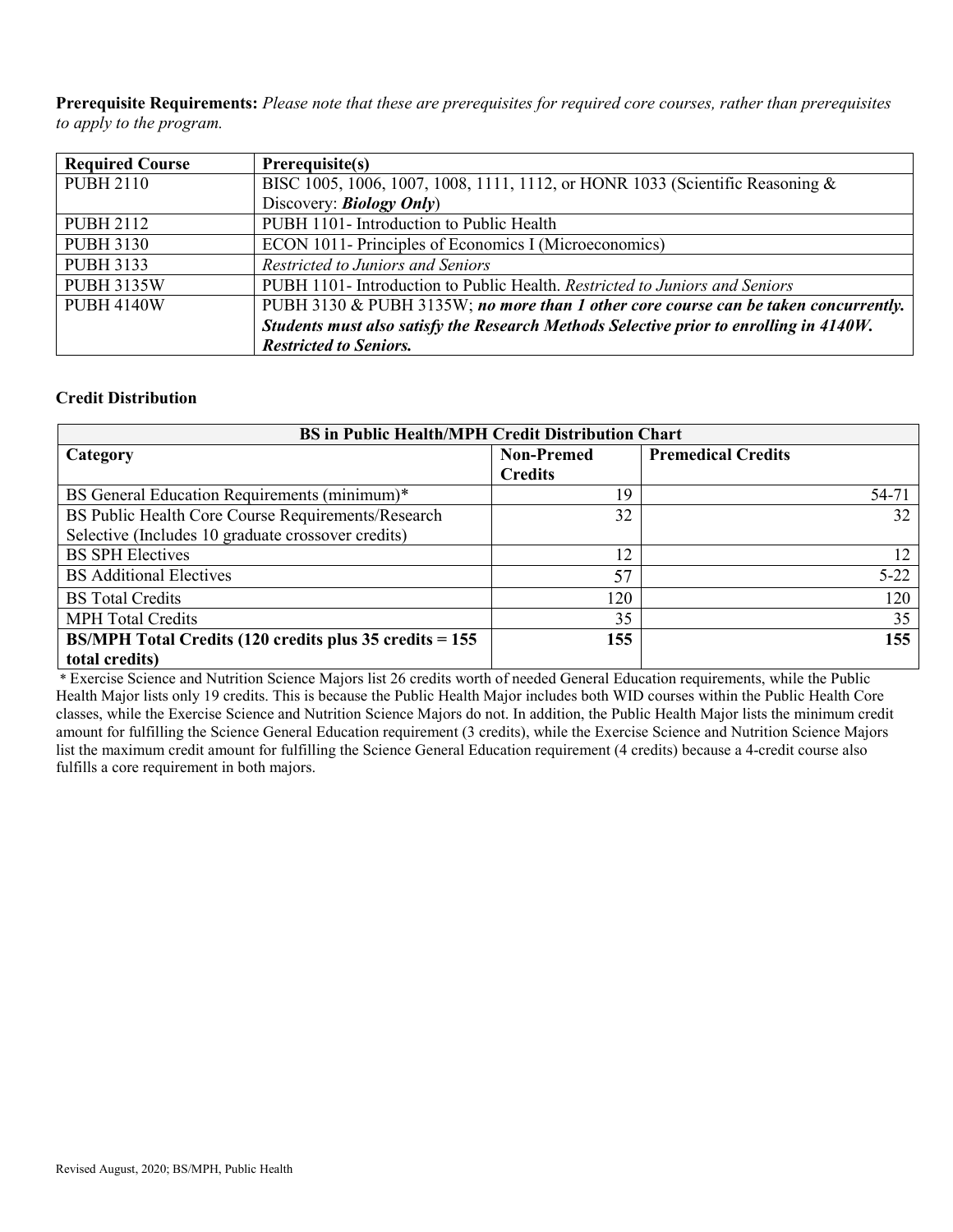**Prerequisite Requirements:** *Please note that these are prerequisites for required core courses, rather than prerequisites to apply to the program.*

| Required Course | Prerequisite(s) |
|---|---|
| PUBH 2110 | BISC 1005, 1006, 1007, 1008, 1111, 1112, or HONR 1033 (Scientific Reasoning & Discovery: ***Biology Only***) |
| PUBH 2112 | PUBH 1101- Introduction to Public Health |
| PUBH 3130 | ECON 1011- Principles of Economics I (Microeconomics) |
| PUBH 3133 | *Restricted to Juniors and Seniors* |
| PUBH 3135W | PUBH 1101- Introduction to Public Health. *Restricted to Juniors and Seniors* |
| PUBH 4140W | PUBH 3130 & PUBH 3135W; ***no more than 1 other core course can be taken concurrently. Students must also satisfy the Research Methods Selective prior to enrolling in 4140W. Restricted to Seniors.*** |

**Credit Distribution**

| BS in Public Health/MPH Credit Distribution Chart | | |
|---|---|---|
| **Category** | **Non-Premed Credits** | **Premedical Credits** |
| BS General Education Requirements (minimum)* | 19 | 54-71 |
| BS Public Health Core Course Requirements/Research Selective (Includes 10 graduate crossover credits) | 32 | 32 |
| BS SPH Electives | 12 | 12 |
| BS Additional Electives | 57 | 5-22 |
| BS Total Credits | 120 | 120 |
| MPH Total Credits | 35 | 35 |
| **BS/MPH Total Credits (120 credits plus 35 credits = 155 total credits)** | **155** | **155** |

\* Exercise Science and Nutrition Science Majors list 26 credits worth of needed General Education requirements, while the Public Health Major lists only 19 credits. This is because the Public Health Major includes both WID courses within the Public Health Core classes, while the Exercise Science and Nutrition Science Majors do not. In addition, the Public Health Major lists the minimum credit amount for fulfilling the Science General Education requirement (3 credits), while the Exercise Science and Nutrition Science Majors list the maximum credit amount for fulfilling the Science General Education requirement (4 credits) because a 4-credit course also fulfills a core requirement in both majors.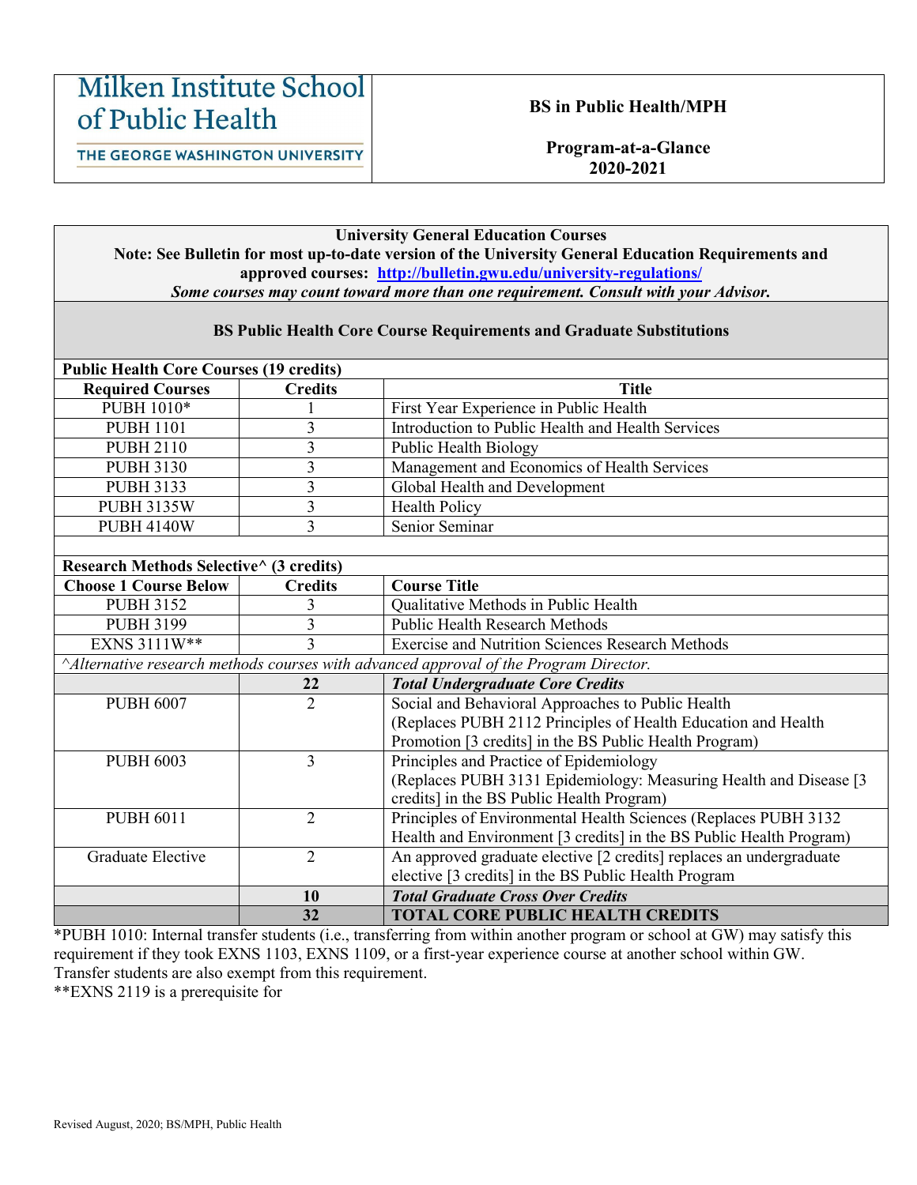**Milken Institute School of Public Health**
**THE GEORGE WASHINGTON UNIVERSITY**

**BS in Public Health/MPH**

**Program-at-a-Glance**
**2020-2021**

**University General Education Courses**
**Note: See Bulletin for most up-to-date version of the University General Education Requirements and approved courses: [http://bulletin.gwu.edu/university-regulations/](http://bulletin.gwu.edu/university-regulations/)**
***Some courses may count toward more than one requirement. Consult with your Advisor.***

**BS Public Health Core Course Requirements and Graduate Substitutions**

| **Public Health Core Courses (19 credits)** | | |
|---|---|---|
| **Required Courses** | **Credits** | **Title** |
| PUBH 1010* | 1 | First Year Experience in Public Health |
| PUBH 1101 | 3 | Introduction to Public Health and Health Services |
| PUBH 2110 | 3 | Public Health Biology |
| PUBH 3130 | 3 | Management and Economics of Health Services |
| PUBH 3133 | 3 | Global Health and Development |
| PUBH 3135W | 3 | Health Policy |
| PUBH 4140W | 3 | Senior Seminar |
| | | |
| **Research Methods Selective^ (3 credits)** | | |
| **Choose 1 Course Below** | **Credits** | **Course Title** |
| PUBH 3152 | 3 | Qualitative Methods in Public Health |
| PUBH 3199 | 3 | Public Health Research Methods |
| EXNS 3111W** | 3 | Exercise and Nutrition Sciences Research Methods |
| *^Alternative research methods courses with advanced approval of the Program Director.* | | |
| | **22** | ***Total Undergraduate Core Credits*** |
| PUBH 6007 | 2 | Social and Behavioral Approaches to Public Health (Replaces PUBH 2112 Principles of Health Education and Health Promotion [3 credits] in the BS Public Health Program) |
| PUBH 6003 | 3 | Principles and Practice of Epidemiology (Replaces PUBH 3131 Epidemiology: Measuring Health and Disease [3 credits] in the BS Public Health Program) |
| PUBH 6011 | 2 | Principles of Environmental Health Sciences (Replaces PUBH 3132 Health and Environment [3 credits] in the BS Public Health Program) |
| Graduate Elective | 2 | An approved graduate elective [2 credits] replaces an undergraduate elective [3 credits] in the BS Public Health Program |
| | **10** | ***Total Graduate Cross Over Credits*** |
| | **32** | **TOTAL CORE PUBLIC HEALTH CREDITS** |

*PUBH 1010: Internal transfer students (i.e., transferring from within another program or school at GW) may satisfy this requirement if they took EXNS 1103, EXNS 1109, or a first-year experience course at another school within GW. Transfer students are also exempt from this requirement.
**EXNS 2119 is a prerequisite for

Revised August, 2020; BS/MPH, Public Health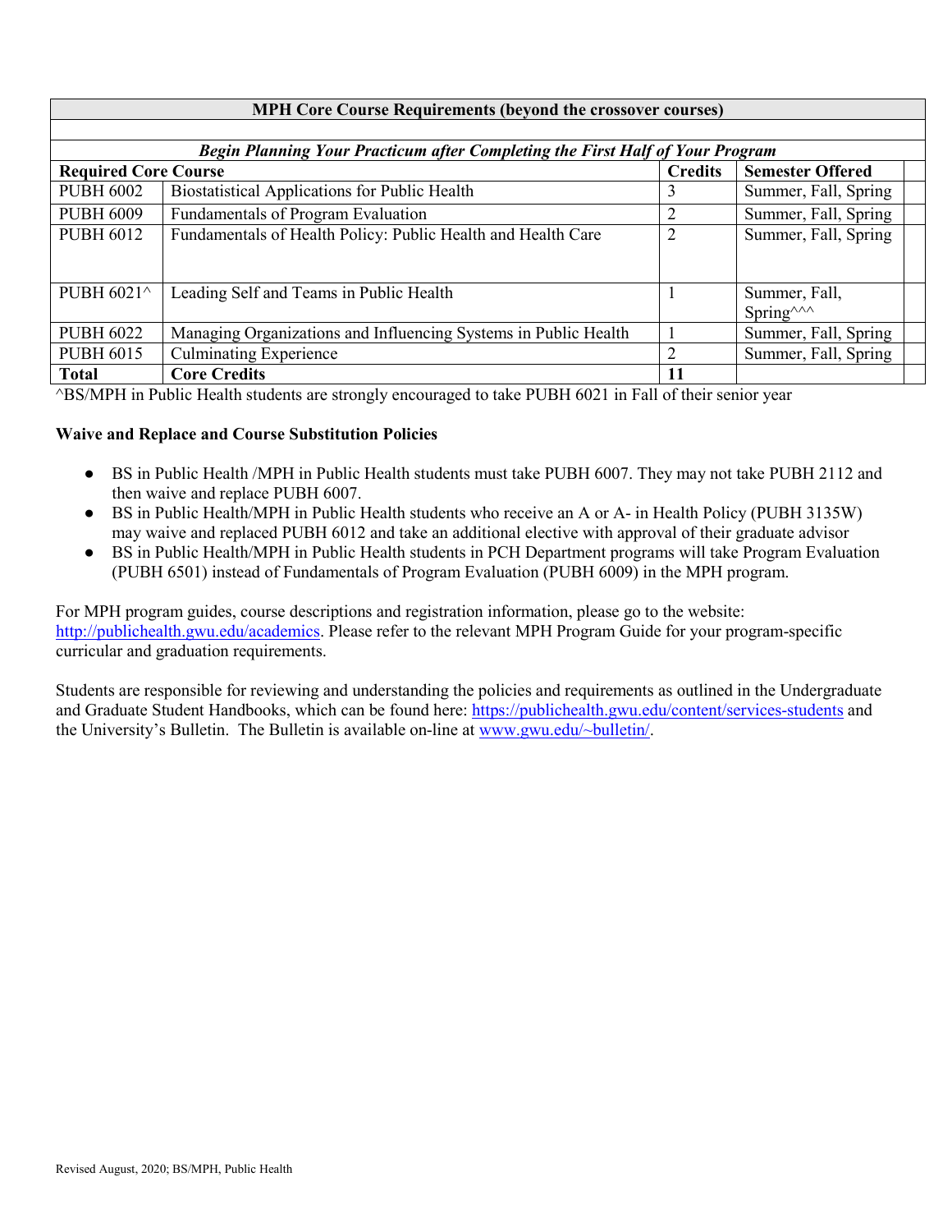| MPH Core Course Requirements (beyond the crossover courses) | | | |
|---|---|---|---|
| *Begin Planning Your Practicum after Completing the First Half of Your Program* | | | |
| **Required Core Course** | | **Credits** | **Semester Offered** |
| PUBH 6002 | Biostatistical Applications for Public Health | 3 | Summer, Fall, Spring |
| PUBH 6009 | Fundamentals of Program Evaluation | 2 | Summer, Fall, Spring |
| PUBH 6012 | Fundamentals of Health Policy: Public Health and Health Care | 2 | Summer, Fall, Spring |
| PUBH 6021^ | Leading Self and Teams in Public Health | 1 | Summer, Fall, Spring^^^ |
| PUBH 6022 | Managing Organizations and Influencing Systems in Public Health | 1 | Summer, Fall, Spring |
| PUBH 6015 | Culminating Experience | 2 | Summer, Fall, Spring |
| **Total** | **Core Credits** | **11** | |

^BS/MPH in Public Health students are strongly encouraged to take PUBH 6021 in Fall of their senior year

**Waive and Replace and Course Substitution Policies**

- BS in Public Health /MPH in Public Health students must take PUBH 6007. They may not take PUBH 2112 and then waive and replace PUBH 6007.
- BS in Public Health/MPH in Public Health students who receive an A or A- in Health Policy (PUBH 3135W) may waive and replaced PUBH 6012 and take an additional elective with approval of their graduate advisor
- BS in Public Health/MPH in Public Health students in PCH Department programs will take Program Evaluation (PUBH 6501) instead of Fundamentals of Program Evaluation (PUBH 6009) in the MPH program.

For MPH program guides, course descriptions and registration information, please go to the website: http://publichealth.gwu.edu/academics. Please refer to the relevant MPH Program Guide for your program-specific curricular and graduation requirements.

Students are responsible for reviewing and understanding the policies and requirements as outlined in the Undergraduate and Graduate Student Handbooks, which can be found here: https://publichealth.gwu.edu/content/services-students and the University's Bulletin. The Bulletin is available on-line at www.gwu.edu/~bulletin/.